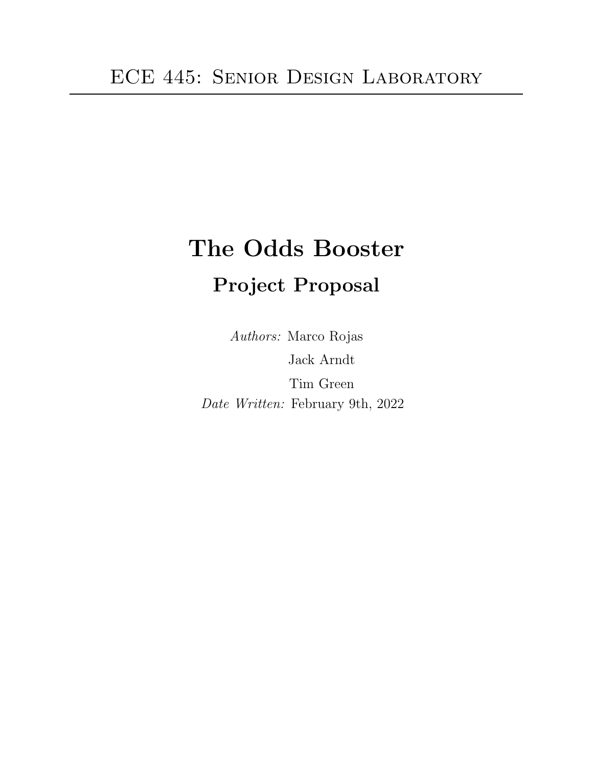ECE 445: Senior Design Laboratory

---

# The Odds Booster

## Project Proposal

*Authors:* Marco Rojas

Jack Arndt

Tim Green

*Date Written:* February 9th, 2022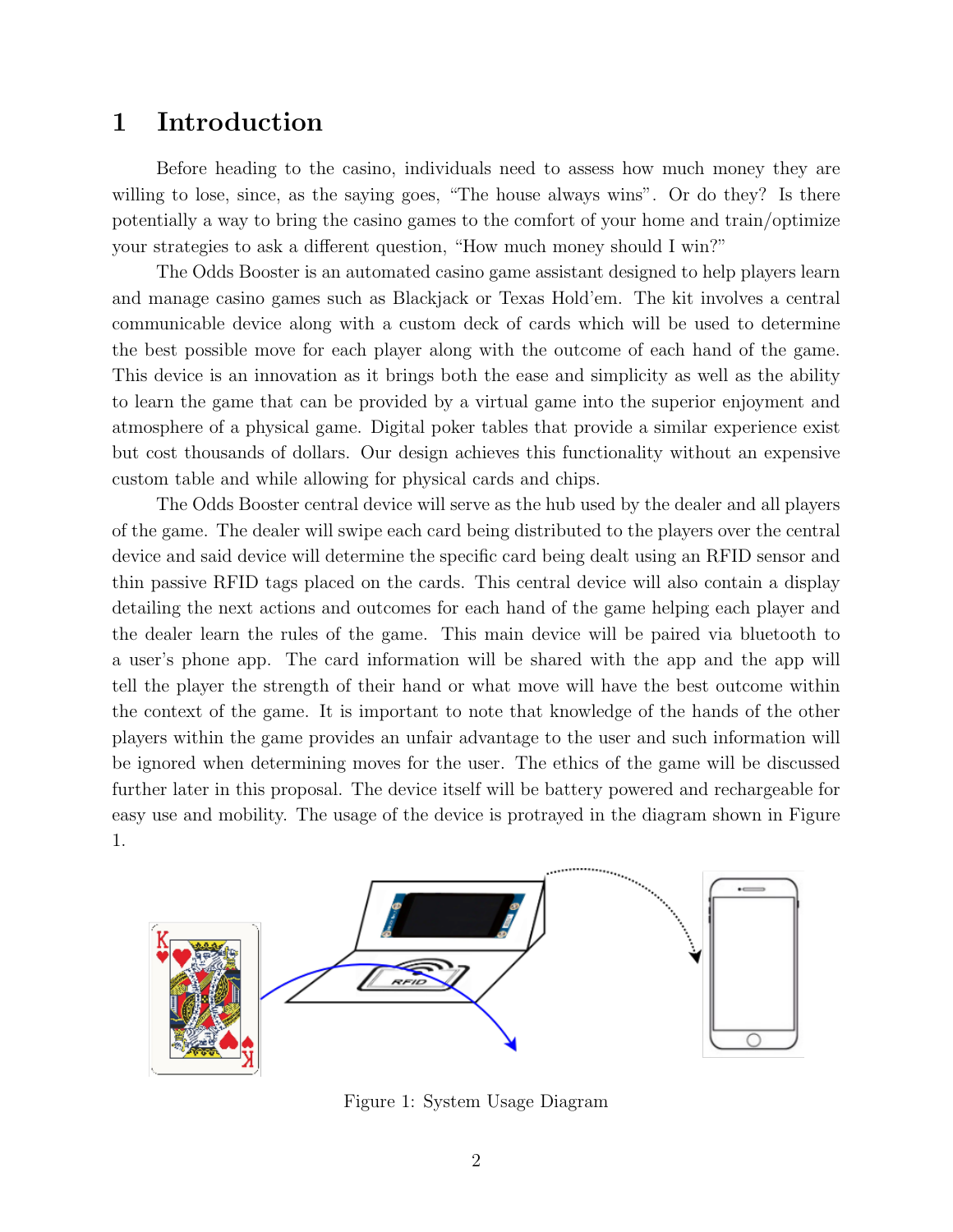# 1 Introduction

Before heading to the casino, individuals need to assess how much money they are willing to lose, since, as the saying goes, "The house always wins". Or do they? Is there potentially a way to bring the casino games to the comfort of your home and train/optimize your strategies to ask a different question, "How much money should I win?"

The Odds Booster is an automated casino game assistant designed to help players learn and manage casino games such as Blackjack or Texas Hold'em. The kit involves a central communicable device along with a custom deck of cards which will be used to determine the best possible move for each player along with the outcome of each hand of the game. This device is an innovation as it brings both the ease and simplicity as well as the ability to learn the game that can be provided by a virtual game into the superior enjoyment and atmosphere of a physical game. Digital poker tables that provide a similar experience exist but cost thousands of dollars. Our design achieves this functionality without an expensive custom table and while allowing for physical cards and chips.

The Odds Booster central device will serve as the hub used by the dealer and all players of the game. The dealer will swipe each card being distributed to the players over the central device and said device will determine the specific card being dealt using an RFID sensor and thin passive RFID tags placed on the cards. This central device will also contain a display detailing the next actions and outcomes for each hand of the game helping each player and the dealer learn the rules of the game. This main device will be paired via bluetooth to a user's phone app. The card information will be shared with the app and the app will tell the player the strength of their hand or what move will have the best outcome within the context of the game. It is important to note that knowledge of the hands of the other players within the game provides an unfair advantage to the user and such information will be ignored when determining moves for the user. The ethics of the game will be discussed further later in this proposal. The device itself will be battery powered and rechargeable for easy use and mobility. The usage of the device is protrayed in the diagram shown in Figure 1.

Figure 1: System Usage Diagram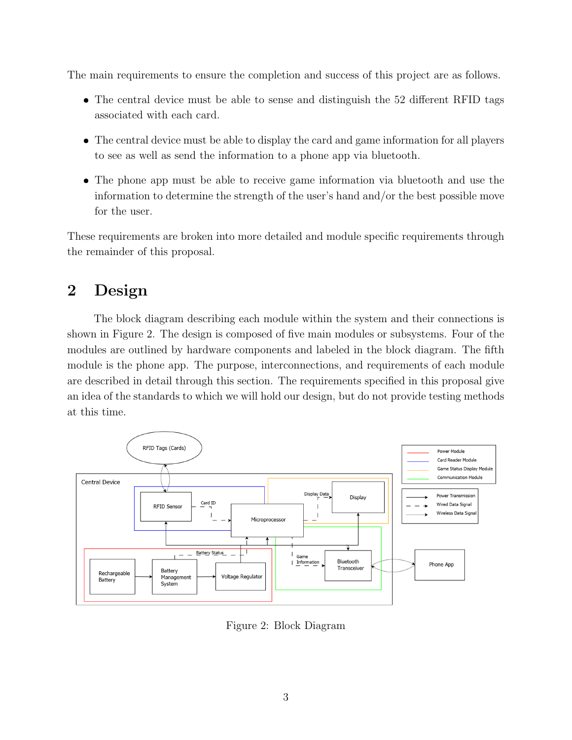The main requirements to ensure the completion and success of this project are as follows.

- The central device must be able to sense and distinguish the 52 different RFID tags associated with each card.
- The central device must be able to display the card and game information for all players to see as well as send the information to a phone app via bluetooth.
- The phone app must be able to receive game information via bluetooth and use the information to determine the strength of the user's hand and/or the best possible move for the user.

These requirements are broken into more detailed and module specific requirements through the remainder of this proposal.

# 2 Design

The block diagram describing each module within the system and their connections is shown in Figure 2. The design is composed of five main modules or subsystems. Four of the modules are outlined by hardware components and labeled in the block diagram. The fifth module is the phone app. The purpose, interconnections, and requirements of each module are described in detail through this section. The requirements specified in this proposal give an idea of the standards to which we will hold our design, but do not provide testing methods at this time.

Figure 2: Block Diagram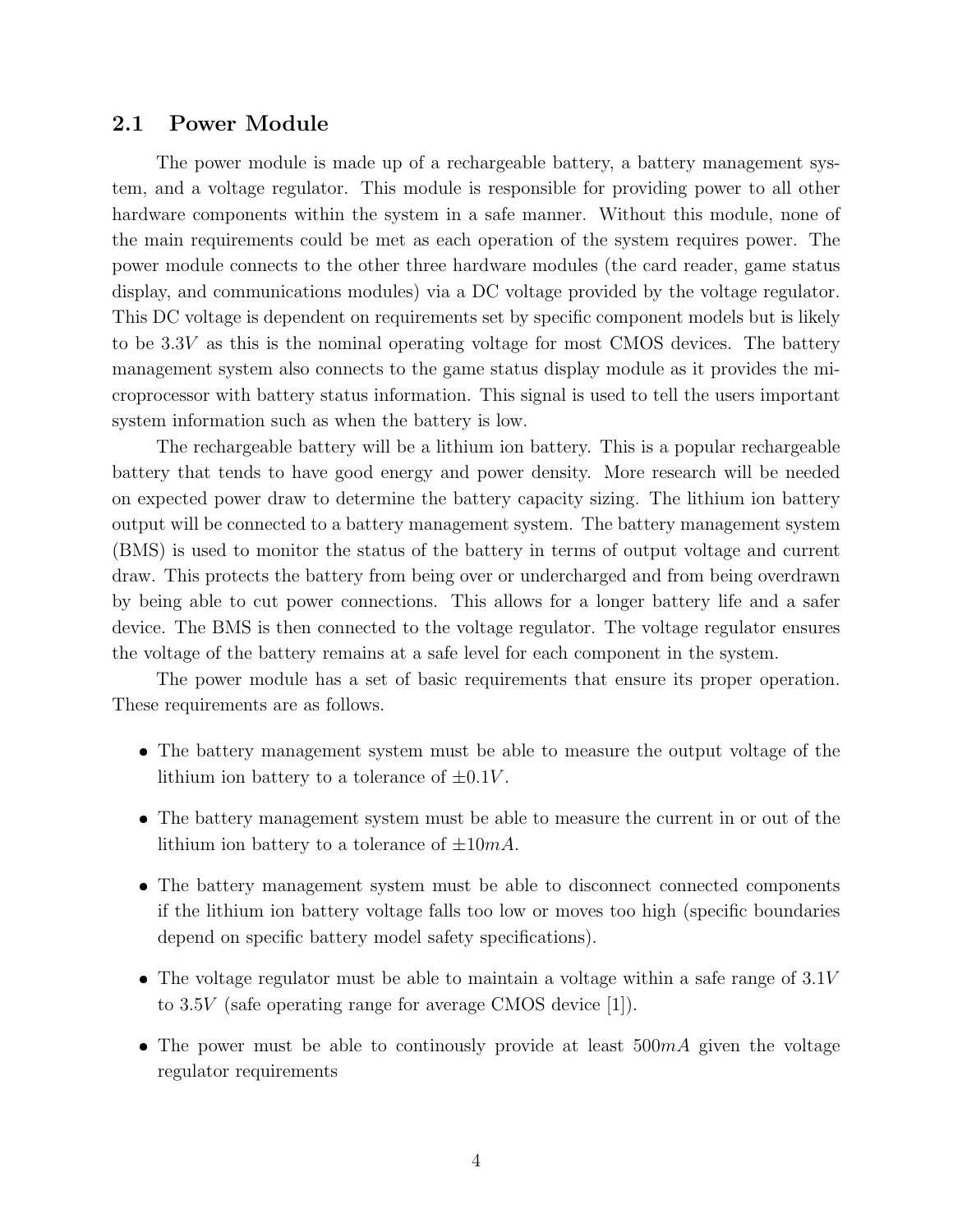## 2.1 Power Module

The power module is made up of a rechargeable battery, a battery management system, and a voltage regulator. This module is responsible for providing power to all other hardware components within the system in a safe manner. Without this module, none of the main requirements could be met as each operation of the system requires power. The power module connects to the other three hardware modules (the card reader, game status display, and communications modules) via a DC voltage provided by the voltage regulator. This DC voltage is dependent on requirements set by specific component models but is likely to be $3.3V$ as this is the nominal operating voltage for most CMOS devices. The battery management system also connects to the game status display module as it provides the microprocessor with battery status information. This signal is used to tell the users important system information such as when the battery is low.

The rechargeable battery will be a lithium ion battery. This is a popular rechargeable battery that tends to have good energy and power density. More research will be needed on expected power draw to determine the battery capacity sizing. The lithium ion battery output will be connected to a battery management system. The battery management system (BMS) is used to monitor the status of the battery in terms of output voltage and current draw. This protects the battery from being over or undercharged and from being overdrawn by being able to cut power connections. This allows for a longer battery life and a safer device. The BMS is then connected to the voltage regulator. The voltage regulator ensures the voltage of the battery remains at a safe level for each component in the system.

The power module has a set of basic requirements that ensure its proper operation. These requirements are as follows.

- The battery management system must be able to measure the output voltage of the lithium ion battery to a tolerance of $\pm 0.1V$.
- The battery management system must be able to measure the current in or out of the lithium ion battery to a tolerance of $\pm 10mA$.
- The battery management system must be able to disconnect connected components if the lithium ion battery voltage falls too low or moves too high (specific boundaries depend on specific battery model safety specifications).
- The voltage regulator must be able to maintain a voltage within a safe range of $3.1V$ to $3.5V$ (safe operating range for average CMOS device [1]).
- The power must be able to continously provide at least $500mA$ given the voltage regulator requirements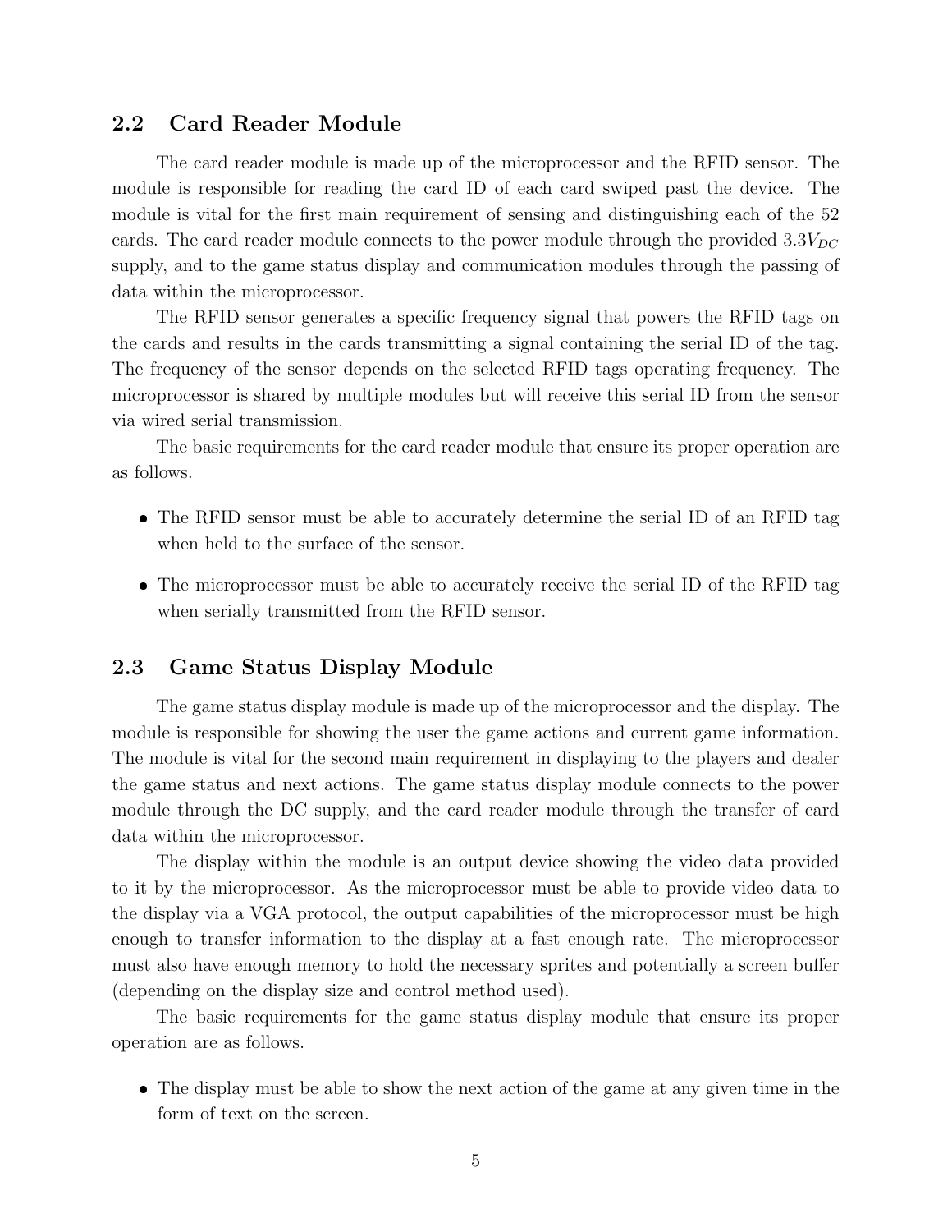## 2.2 Card Reader Module

The card reader module is made up of the microprocessor and the RFID sensor. The module is responsible for reading the card ID of each card swiped past the device. The module is vital for the first main requirement of sensing and distinguishing each of the 52 cards. The card reader module connects to the power module through the provided $3.3V_{DC}$ supply, and to the game status display and communication modules through the passing of data within the microprocessor.

The RFID sensor generates a specific frequency signal that powers the RFID tags on the cards and results in the cards transmitting a signal containing the serial ID of the tag. The frequency of the sensor depends on the selected RFID tags operating frequency. The microprocessor is shared by multiple modules but will receive this serial ID from the sensor via wired serial transmission.

The basic requirements for the card reader module that ensure its proper operation are as follows.

- The RFID sensor must be able to accurately determine the serial ID of an RFID tag when held to the surface of the sensor.
- The microprocessor must be able to accurately receive the serial ID of the RFID tag when serially transmitted from the RFID sensor.

## 2.3 Game Status Display Module

The game status display module is made up of the microprocessor and the display. The module is responsible for showing the user the game actions and current game information. The module is vital for the second main requirement in displaying to the players and dealer the game status and next actions. The game status display module connects to the power module through the DC supply, and the card reader module through the transfer of card data within the microprocessor.

The display within the module is an output device showing the video data provided to it by the microprocessor. As the microprocessor must be able to provide video data to the display via a VGA protocol, the output capabilities of the microprocessor must be high enough to transfer information to the display at a fast enough rate. The microprocessor must also have enough memory to hold the necessary sprites and potentially a screen buffer (depending on the display size and control method used).

The basic requirements for the game status display module that ensure its proper operation are as follows.

- The display must be able to show the next action of the game at any given time in the form of text on the screen.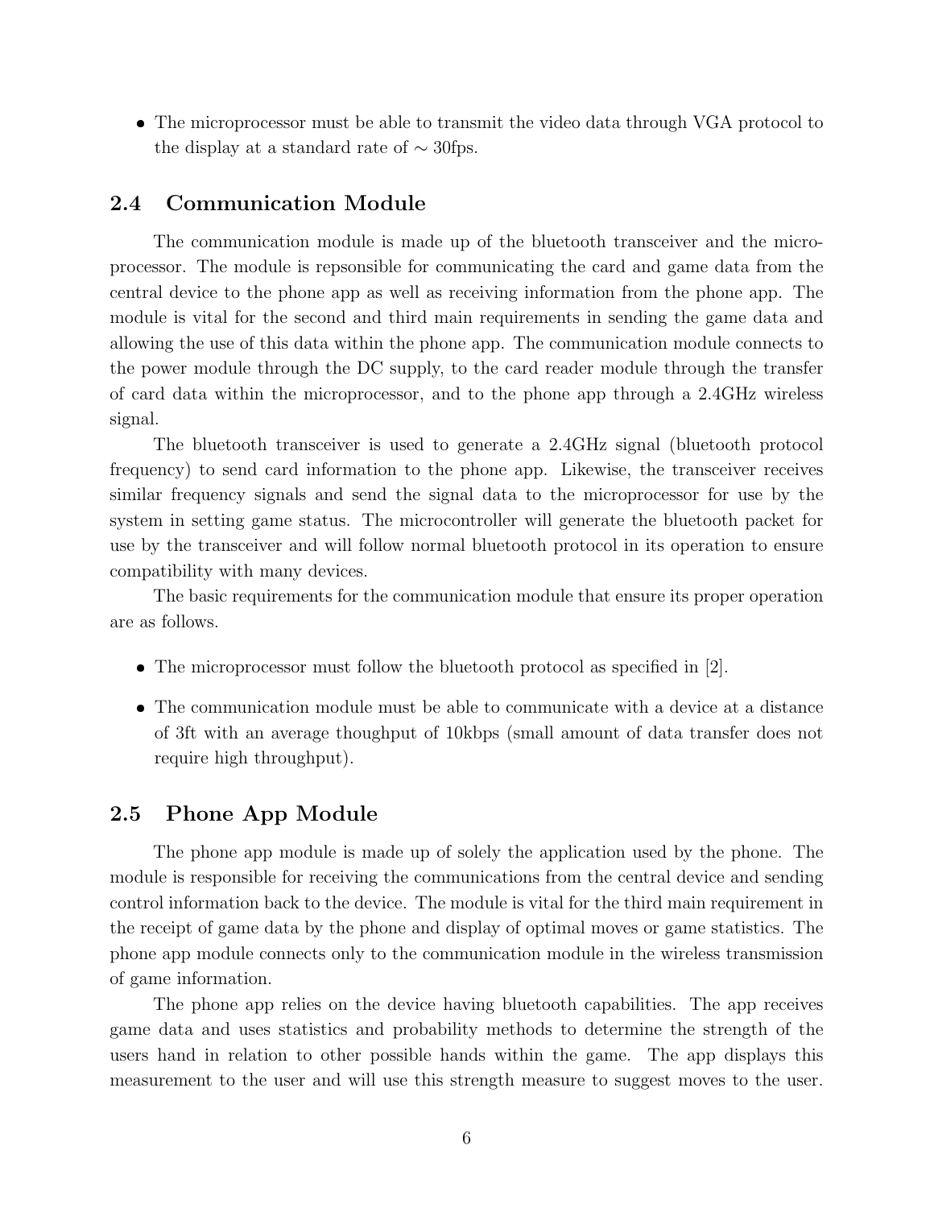- The microprocessor must be able to transmit the video data through VGA protocol to the display at a standard rate of $\sim$ 30fps.

## 2.4 Communication Module

The communication module is made up of the bluetooth transceiver and the microprocessor. The module is repsonsible for communicating the card and game data from the central device to the phone app as well as receiving information from the phone app. The module is vital for the second and third main requirements in sending the game data and allowing the use of this data within the phone app. The communication module connects to the power module through the DC supply, to the card reader module through the transfer of card data within the microprocessor, and to the phone app through a 2.4GHz wireless signal.

The bluetooth transceiver is used to generate a 2.4GHz signal (bluetooth protocol frequency) to send card information to the phone app. Likewise, the transceiver receives similar frequency signals and send the signal data to the microprocessor for use by the system in setting game status. The microcontroller will generate the bluetooth packet for use by the transceiver and will follow normal bluetooth protocol in its operation to ensure compatibility with many devices.

The basic requirements for the communication module that ensure its proper operation are as follows.

- The microprocessor must follow the bluetooth protocol as specified in [2].
- The communication module must be able to communicate with a device at a distance of 3ft with an average thoughput of 10kbps (small amount of data transfer does not require high throughput).

## 2.5 Phone App Module

The phone app module is made up of solely the application used by the phone. The module is responsible for receiving the communications from the central device and sending control information back to the device. The module is vital for the third main requirement in the receipt of game data by the phone and display of optimal moves or game statistics. The phone app module connects only to the communication module in the wireless transmission of game information.

The phone app relies on the device having bluetooth capabilities. The app receives game data and uses statistics and probability methods to determine the strength of the users hand in relation to other possible hands within the game. The app displays this measurement to the user and will use this strength measure to suggest moves to the user.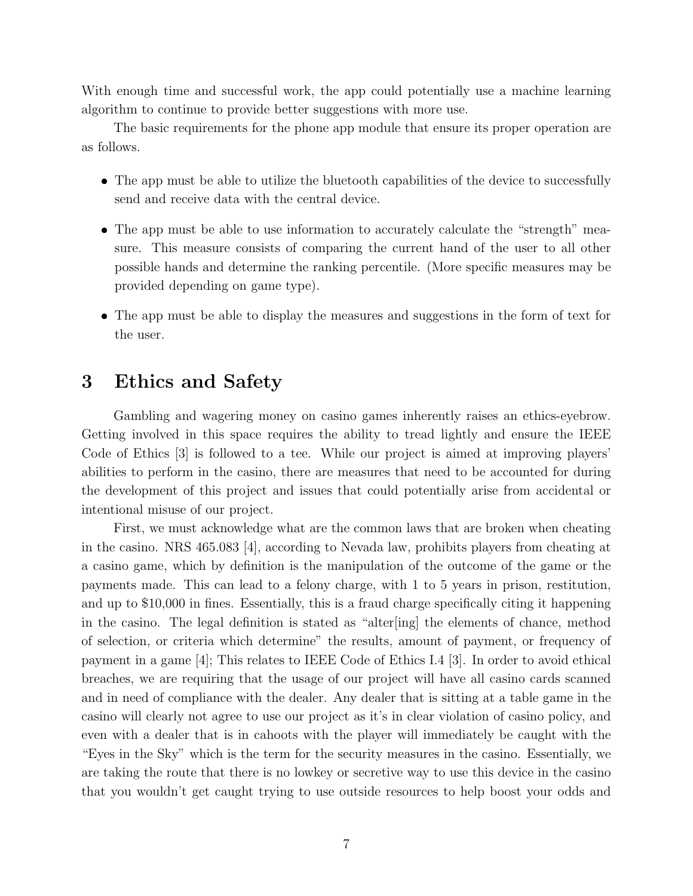With enough time and successful work, the app could potentially use a machine learning algorithm to continue to provide better suggestions with more use.

The basic requirements for the phone app module that ensure its proper operation are as follows.

- The app must be able to utilize the bluetooth capabilities of the device to successfully send and receive data with the central device.
- The app must be able to use information to accurately calculate the "strength" measure. This measure consists of comparing the current hand of the user to all other possible hands and determine the ranking percentile. (More specific measures may be provided depending on game type).
- The app must be able to display the measures and suggestions in the form of text for the user.

# 3 Ethics and Safety

Gambling and wagering money on casino games inherently raises an ethics-eyebrow. Getting involved in this space requires the ability to tread lightly and ensure the IEEE Code of Ethics [3] is followed to a tee. While our project is aimed at improving players' abilities to perform in the casino, there are measures that need to be accounted for during the development of this project and issues that could potentially arise from accidental or intentional misuse of our project.

First, we must acknowledge what are the common laws that are broken when cheating in the casino. NRS 465.083 [4], according to Nevada law, prohibits players from cheating at a casino game, which by definition is the manipulation of the outcome of the game or the payments made. This can lead to a felony charge, with 1 to 5 years in prison, restitution, and up to $10,000 in fines. Essentially, this is a fraud charge specifically citing it happening in the casino. The legal definition is stated as "alter[ing] the elements of chance, method of selection, or criteria which determine" the results, amount of payment, or frequency of payment in a game [4]; This relates to IEEE Code of Ethics I.4 [3]. In order to avoid ethical breaches, we are requiring that the usage of our project will have all casino cards scanned and in need of compliance with the dealer. Any dealer that is sitting at a table game in the casino will clearly not agree to use our project as it's in clear violation of casino policy, and even with a dealer that is in cahoots with the player will immediately be caught with the "Eyes in the Sky" which is the term for the security measures in the casino. Essentially, we are taking the route that there is no lowkey or secretive way to use this device in the casino that you wouldn't get caught trying to use outside resources to help boost your odds and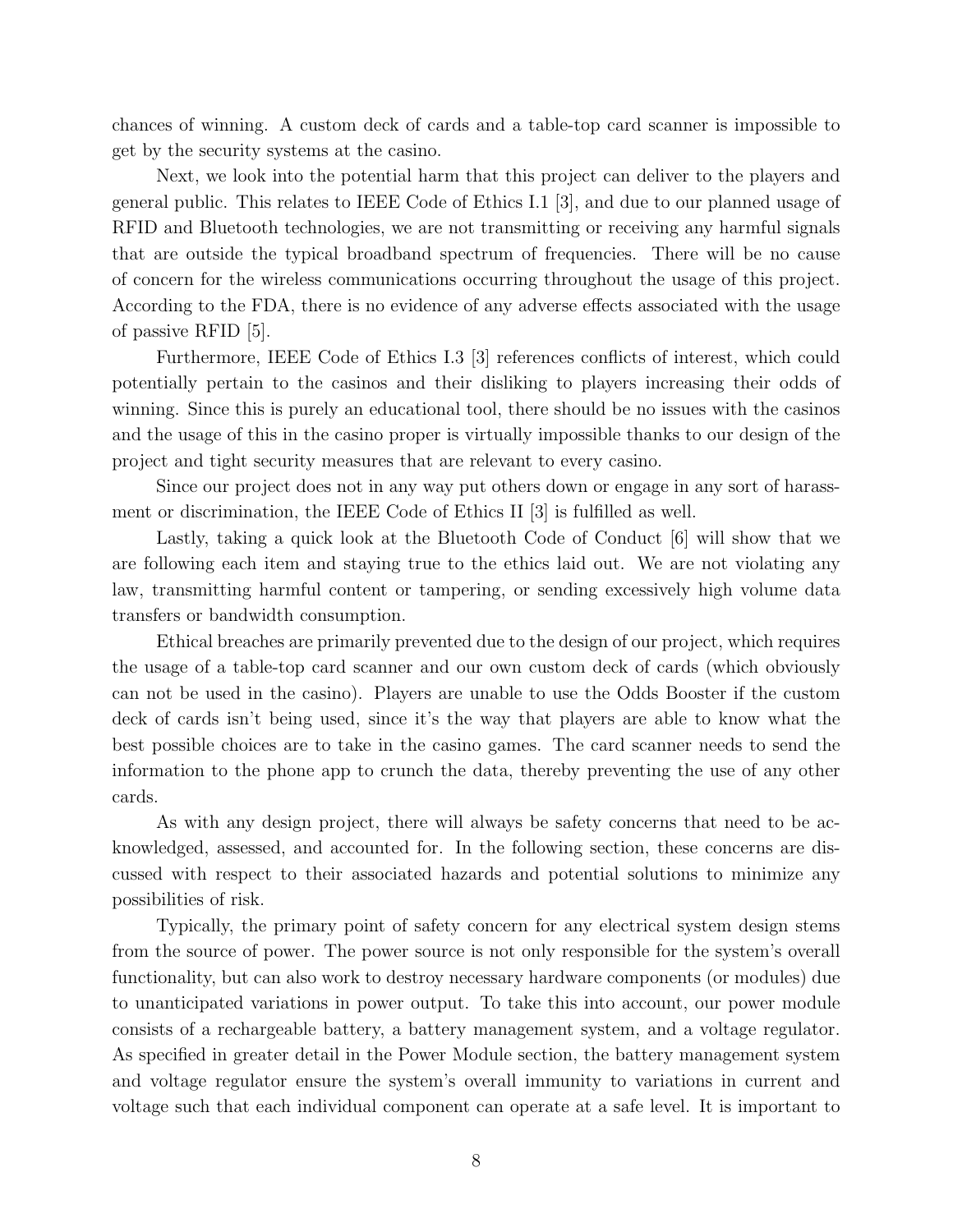chances of winning. A custom deck of cards and a table-top card scanner is impossible to get by the security systems at the casino.

Next, we look into the potential harm that this project can deliver to the players and general public. This relates to IEEE Code of Ethics I.1 [3], and due to our planned usage of RFID and Bluetooth technologies, we are not transmitting or receiving any harmful signals that are outside the typical broadband spectrum of frequencies. There will be no cause of concern for the wireless communications occurring throughout the usage of this project. According to the FDA, there is no evidence of any adverse effects associated with the usage of passive RFID [5].

Furthermore, IEEE Code of Ethics I.3 [3] references conflicts of interest, which could potentially pertain to the casinos and their disliking to players increasing their odds of winning. Since this is purely an educational tool, there should be no issues with the casinos and the usage of this in the casino proper is virtually impossible thanks to our design of the project and tight security measures that are relevant to every casino.

Since our project does not in any way put others down or engage in any sort of harassment or discrimination, the IEEE Code of Ethics II [3] is fulfilled as well.

Lastly, taking a quick look at the Bluetooth Code of Conduct [6] will show that we are following each item and staying true to the ethics laid out. We are not violating any law, transmitting harmful content or tampering, or sending excessively high volume data transfers or bandwidth consumption.

Ethical breaches are primarily prevented due to the design of our project, which requires the usage of a table-top card scanner and our own custom deck of cards (which obviously can not be used in the casino). Players are unable to use the Odds Booster if the custom deck of cards isn't being used, since it's the way that players are able to know what the best possible choices are to take in the casino games. The card scanner needs to send the information to the phone app to crunch the data, thereby preventing the use of any other cards.

As with any design project, there will always be safety concerns that need to be acknowledged, assessed, and accounted for. In the following section, these concerns are discussed with respect to their associated hazards and potential solutions to minimize any possibilities of risk.

Typically, the primary point of safety concern for any electrical system design stems from the source of power. The power source is not only responsible for the system's overall functionality, but can also work to destroy necessary hardware components (or modules) due to unanticipated variations in power output. To take this into account, our power module consists of a rechargeable battery, a battery management system, and a voltage regulator. As specified in greater detail in the Power Module section, the battery management system and voltage regulator ensure the system's overall immunity to variations in current and voltage such that each individual component can operate at a safe level. It is important to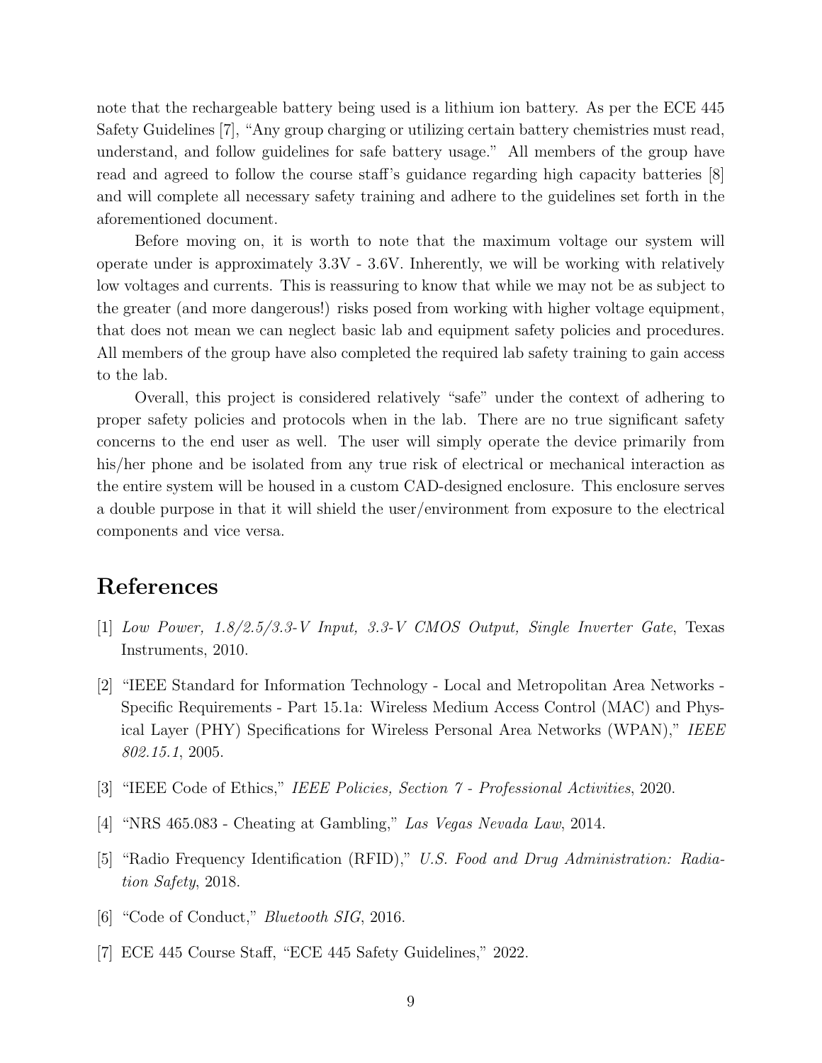note that the rechargeable battery being used is a lithium ion battery. As per the ECE 445 Safety Guidelines [7], "Any group charging or utilizing certain battery chemistries must read, understand, and follow guidelines for safe battery usage." All members of the group have read and agreed to follow the course staff's guidance regarding high capacity batteries [8] and will complete all necessary safety training and adhere to the guidelines set forth in the aforementioned document.

Before moving on, it is worth to note that the maximum voltage our system will operate under is approximately 3.3V - 3.6V. Inherently, we will be working with relatively low voltages and currents. This is reassuring to know that while we may not be as subject to the greater (and more dangerous!) risks posed from working with higher voltage equipment, that does not mean we can neglect basic lab and equipment safety policies and procedures. All members of the group have also completed the required lab safety training to gain access to the lab.

Overall, this project is considered relatively "safe" under the context of adhering to proper safety policies and protocols when in the lab. There are no true significant safety concerns to the end user as well. The user will simply operate the device primarily from his/her phone and be isolated from any true risk of electrical or mechanical interaction as the entire system will be housed in a custom CAD-designed enclosure. This enclosure serves a double purpose in that it will shield the user/environment from exposure to the electrical components and vice versa.

## References

[1] *Low Power, 1.8/2.5/3.3-V Input, 3.3-V CMOS Output, Single Inverter Gate*, Texas Instruments, 2010.

[2] "IEEE Standard for Information Technology - Local and Metropolitan Area Networks - Specific Requirements - Part 15.1a: Wireless Medium Access Control (MAC) and Physical Layer (PHY) Specifications for Wireless Personal Area Networks (WPAN)," *IEEE 802.15.1*, 2005.

[3] "IEEE Code of Ethics," *IEEE Policies, Section 7 - Professional Activities*, 2020.

[4] "NRS 465.083 - Cheating at Gambling," *Las Vegas Nevada Law*, 2014.

[5] "Radio Frequency Identification (RFID)," *U.S. Food and Drug Administration: Radiation Safety*, 2018.

[6] "Code of Conduct," *Bluetooth SIG*, 2016.

[7] ECE 445 Course Staff, "ECE 445 Safety Guidelines," 2022.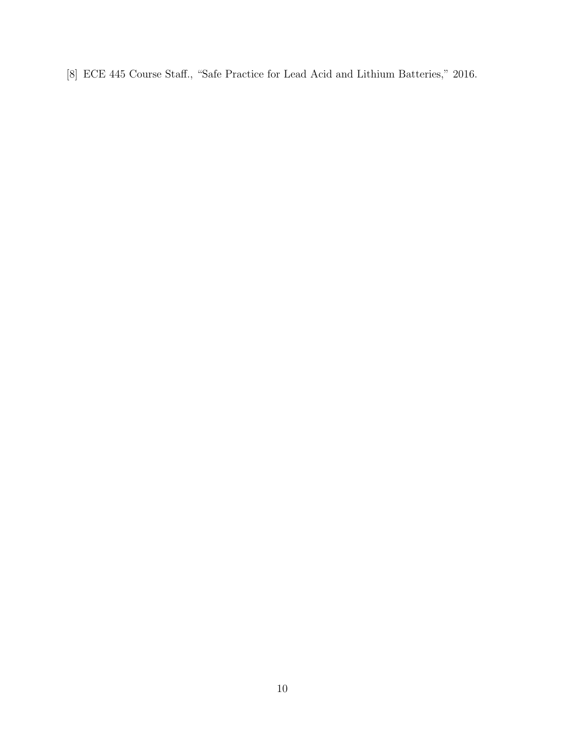[8] ECE 445 Course Staff., “Safe Practice for Lead Acid and Lithium Batteries,” 2016.